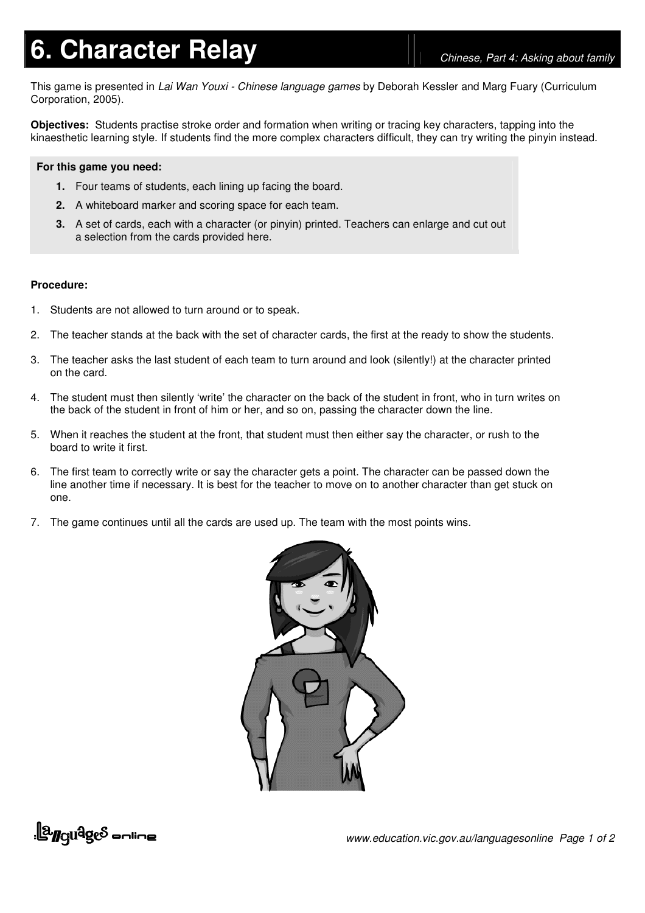# 6. Character Relay

*Chinese, Part 4: Asking about family*

This game is presented in *Lai Wan Youxi - Chinese language games* by Deborah Kessler and Marg Fuary (Curriculum Corporation, 2005).

**Objectives:** Students practise stroke order and formation when writing or tracing key characters, tapping into the kinaesthetic learning style. If students find the more complex characters difficult, they can try writing the pinyin instead.

**For this game you need:**

1. Four teams of students, each lining up facing the board.
2. A whiteboard marker and scoring space for each team.
3. A set of cards, each with a character (or pinyin) printed. Teachers can enlarge and cut out a selection from the cards provided here.

**Procedure:**

1. Students are not allowed to turn around or to speak.
2. The teacher stands at the back with the set of character cards, the first at the ready to show the students.
3. The teacher asks the last student of each team to turn around and look (silently!) at the character printed on the card.
4. The student must then silently 'write' the character on the back of the student in front, who in turn writes on the back of the student in front of him or her, and so on, passing the character down the line.
5. When it reaches the student at the front, that student must then either say the character, or rush to the board to write it first.
6. The first team to correctly write or say the character gets a point. The character can be passed down the line another time if necessary. It is best for the teacher to move on to another character than get stuck on one.
7. The game continues until all the cards are used up. The team with the most points wins.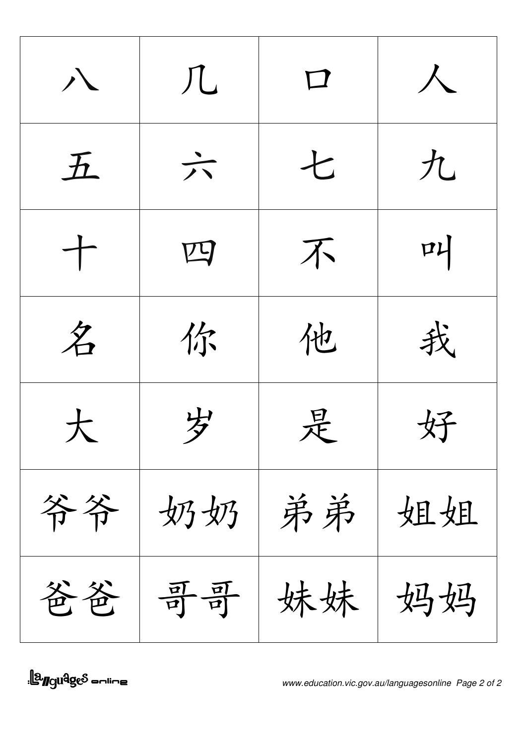| | | | |
|---|---|---|---|
| 八 | 几 | 口 | 人 |
| 五 | 六 | 七 | 九 |
| 十 | 四 | 不 | 叫 |
| 名 | 你 | 他 | 我 |
| 大 | 岁 | 是 | 好 |
| 爷爷 | 奶奶 | 弟弟 | 姐姐 |
| 爸爸 | 哥哥 | 妹妹 | 妈妈 |